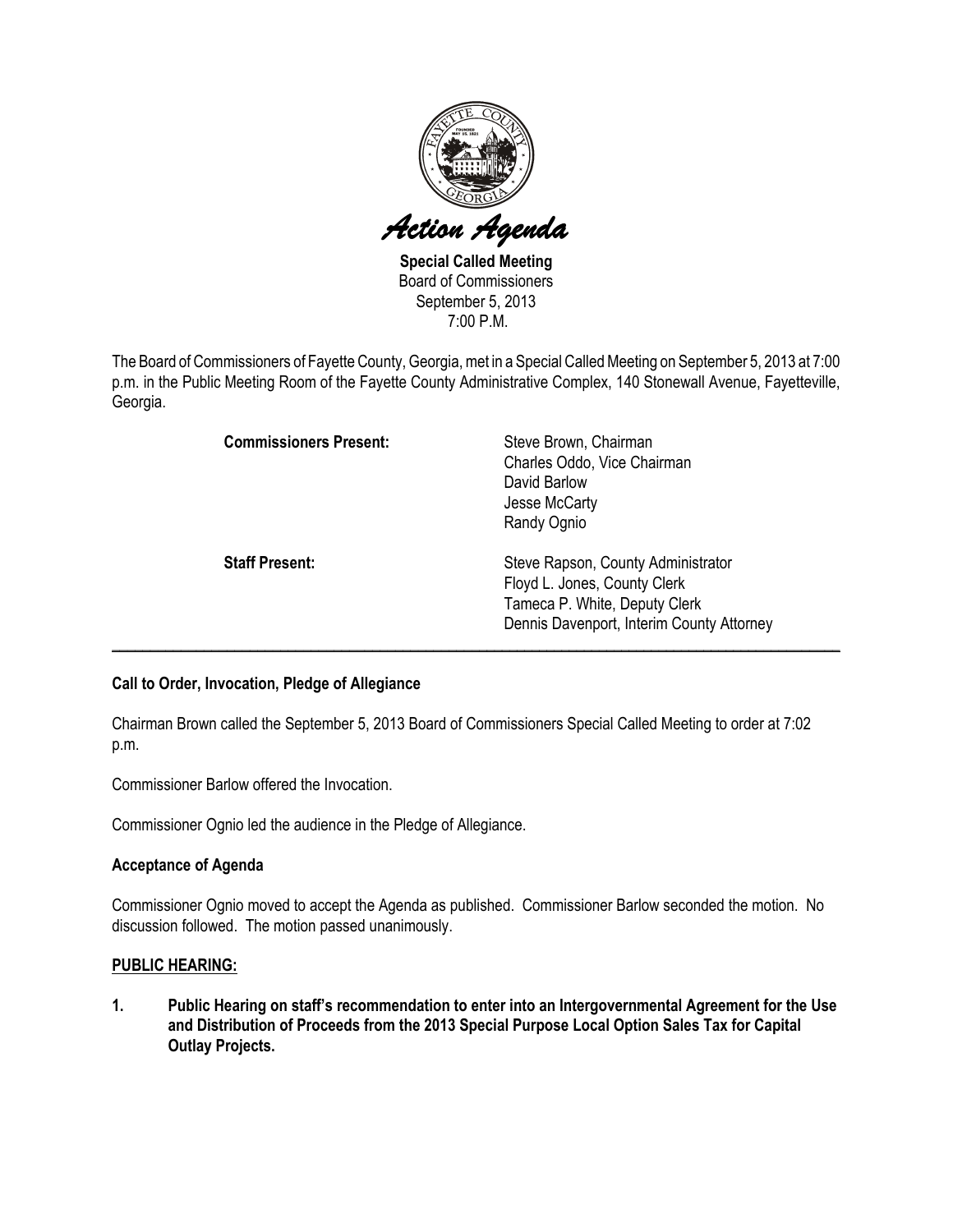# *Action Agenda*

**Special Called Meeting**
Board of Commissioners
September 5, 2013
7:00 P.M.

The Board of Commissioners of Fayette County, Georgia, met in a Special Called Meeting on September 5, 2013 at 7:00 p.m. in the Public Meeting Room of the Fayette County Administrative Complex, 140 Stonewall Avenue, Fayetteville, Georgia.

| | |
|---|---|
| **Commissioners Present:** | Steve Brown, Chairman<br>Charles Oddo, Vice Chairman<br>David Barlow<br>Jesse McCarty<br>Randy Ognio |
| **Staff Present:** | Steve Rapson, County Administrator<br>Floyd L. Jones, County Clerk<br>Tameca P. White, Deputy Clerk<br>Dennis Davenport, Interim County Attorney |

---

**Call to Order, Invocation, Pledge of Allegiance**

Chairman Brown called the September 5, 2013 Board of Commissioners Special Called Meeting to order at 7:02 p.m.

Commissioner Barlow offered the Invocation.

Commissioner Ognio led the audience in the Pledge of Allegiance.

**Acceptance of Agenda**

Commissioner Ognio moved to accept the Agenda as published. Commissioner Barlow seconded the motion. No discussion followed. The motion passed unanimously.

**PUBLIC HEARING:**

**1. Public Hearing on staff's recommendation to enter into an Intergovernmental Agreement for the Use and Distribution of Proceeds from the 2013 Special Purpose Local Option Sales Tax for Capital Outlay Projects.**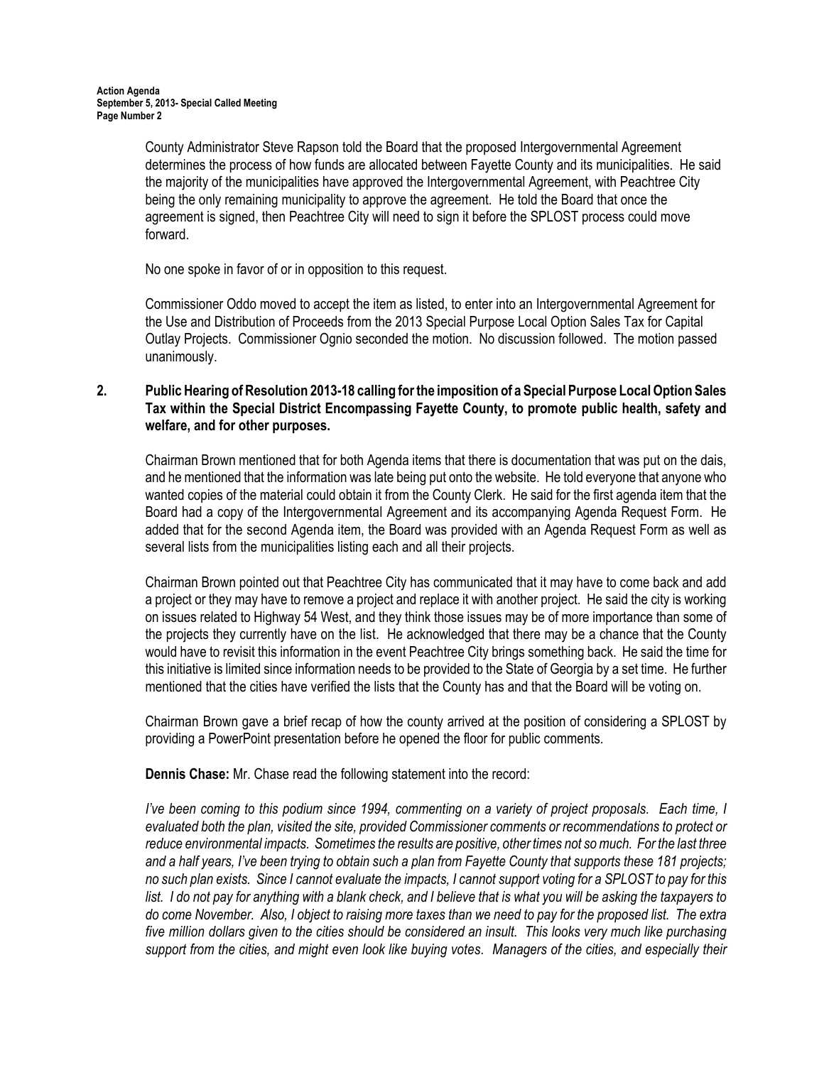County Administrator Steve Rapson told the Board that the proposed Intergovernmental Agreement determines the process of how funds are allocated between Fayette County and its municipalities. He said the majority of the municipalities have approved the Intergovernmental Agreement, with Peachtree City being the only remaining municipality to approve the agreement. He told the Board that once the agreement is signed, then Peachtree City will need to sign it before the SPLOST process could move forward.

No one spoke in favor of or in opposition to this request.

Commissioner Oddo moved to accept the item as listed, to enter into an Intergovernmental Agreement for the Use and Distribution of Proceeds from the 2013 Special Purpose Local Option Sales Tax for Capital Outlay Projects. Commissioner Ognio seconded the motion. No discussion followed. The motion passed unanimously.

**2. Public Hearing of Resolution 2013-18 calling for the imposition of a Special Purpose Local Option Sales Tax within the Special District Encompassing Fayette County, to promote public health, safety and welfare, and for other purposes.**

Chairman Brown mentioned that for both Agenda items that there is documentation that was put on the dais, and he mentioned that the information was late being put onto the website. He told everyone that anyone who wanted copies of the material could obtain it from the County Clerk. He said for the first agenda item that the Board had a copy of the Intergovernmental Agreement and its accompanying Agenda Request Form. He added that for the second Agenda item, the Board was provided with an Agenda Request Form as well as several lists from the municipalities listing each and all their projects.

Chairman Brown pointed out that Peachtree City has communicated that it may have to come back and add a project or they may have to remove a project and replace it with another project. He said the city is working on issues related to Highway 54 West, and they think those issues may be of more importance than some of the projects they currently have on the list. He acknowledged that there may be a chance that the County would have to revisit this information in the event Peachtree City brings something back. He said the time for this initiative is limited since information needs to be provided to the State of Georgia by a set time. He further mentioned that the cities have verified the lists that the County has and that the Board will be voting on.

Chairman Brown gave a brief recap of how the county arrived at the position of considering a SPLOST by providing a PowerPoint presentation before he opened the floor for public comments.

**Dennis Chase:** Mr. Chase read the following statement into the record:

*I've been coming to this podium since 1994, commenting on a variety of project proposals. Each time, I evaluated both the plan, visited the site, provided Commissioner comments or recommendations to protect or reduce environmental impacts. Sometimes the results are positive, other times not so much. For the last three and a half years, I've been trying to obtain such a plan from Fayette County that supports these 181 projects; no such plan exists. Since I cannot evaluate the impacts, I cannot support voting for a SPLOST to pay for this list. I do not pay for anything with a blank check, and I believe that is what you will be asking the taxpayers to do come November. Also, I object to raising more taxes than we need to pay for the proposed list. The extra five million dollars given to the cities should be considered an insult. This looks very much like purchasing support from the cities, and might even look like buying votes. Managers of the cities, and especially their*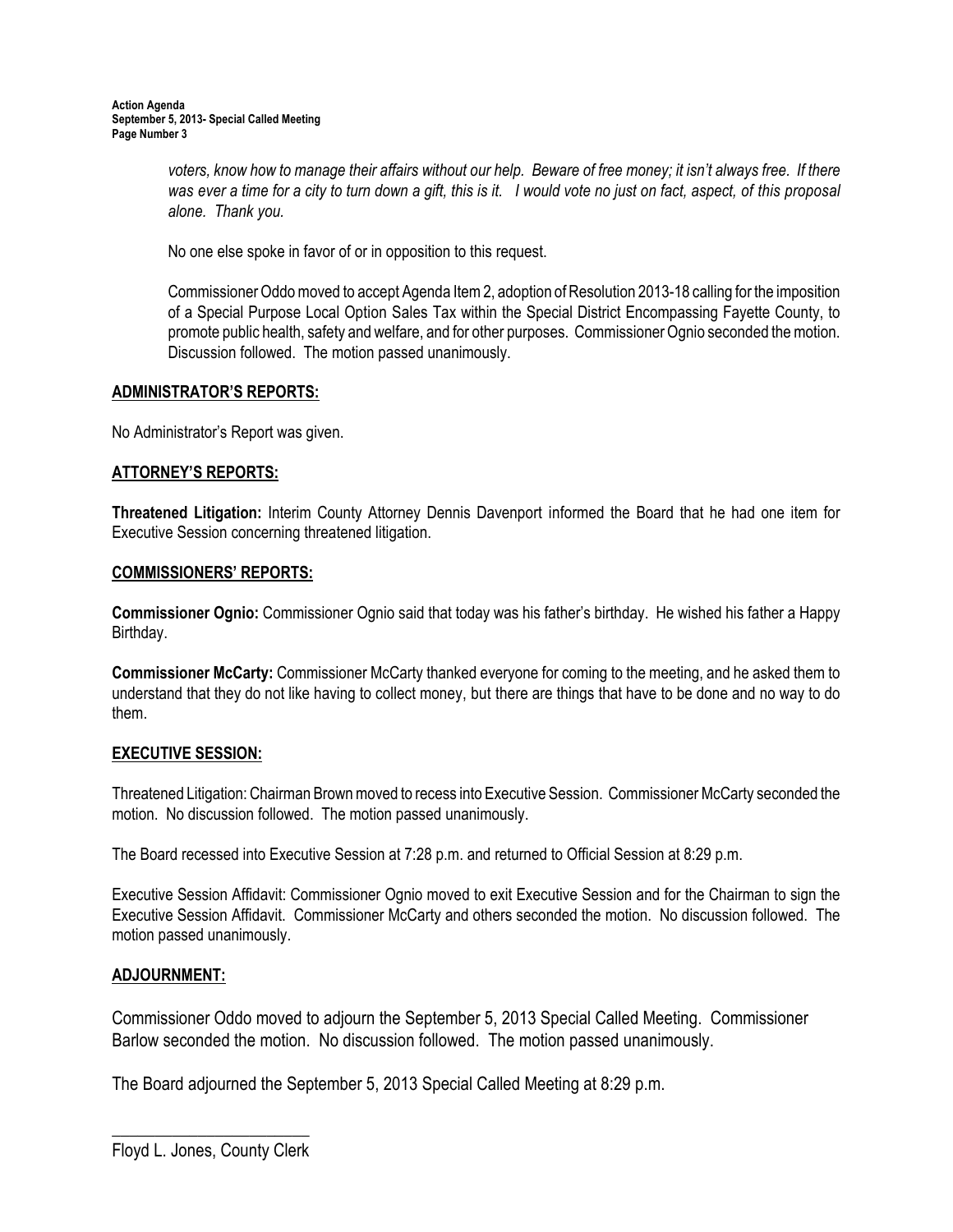*voters, know how to manage their affairs without our help. Beware of free money; it isn't always free. If there was ever a time for a city to turn down a gift, this is it. I would vote no just on fact, aspect, of this proposal alone. Thank you.*

No one else spoke in favor of or in opposition to this request.

Commissioner Oddo moved to accept Agenda Item 2, adoption of Resolution 2013-18 calling for the imposition of a Special Purpose Local Option Sales Tax within the Special District Encompassing Fayette County, to promote public health, safety and welfare, and for other purposes. Commissioner Ognio seconded the motion. Discussion followed. The motion passed unanimously.

## ADMINISTRATOR'S REPORTS:

No Administrator's Report was given.

## ATTORNEY'S REPORTS:

**Threatened Litigation:** Interim County Attorney Dennis Davenport informed the Board that he had one item for Executive Session concerning threatened litigation.

## COMMISSIONERS' REPORTS:

**Commissioner Ognio:** Commissioner Ognio said that today was his father's birthday. He wished his father a Happy Birthday.

**Commissioner McCarty:** Commissioner McCarty thanked everyone for coming to the meeting, and he asked them to understand that they do not like having to collect money, but there are things that have to be done and no way to do them.

## EXECUTIVE SESSION:

Threatened Litigation: Chairman Brown moved to recess into Executive Session. Commissioner McCarty seconded the motion. No discussion followed. The motion passed unanimously.

The Board recessed into Executive Session at 7:28 p.m. and returned to Official Session at 8:29 p.m.

Executive Session Affidavit: Commissioner Ognio moved to exit Executive Session and for the Chairman to sign the Executive Session Affidavit. Commissioner McCarty and others seconded the motion. No discussion followed. The motion passed unanimously.

## ADJOURNMENT:

Commissioner Oddo moved to adjourn the September 5, 2013 Special Called Meeting. Commissioner Barlow seconded the motion. No discussion followed. The motion passed unanimously.

The Board adjourned the September 5, 2013 Special Called Meeting at 8:29 p.m.

\_\_\_\_\_\_\_\_\_\_\_\_\_\_\_\_\_\_\_\_\_\_\_\_

Floyd L. Jones, County Clerk